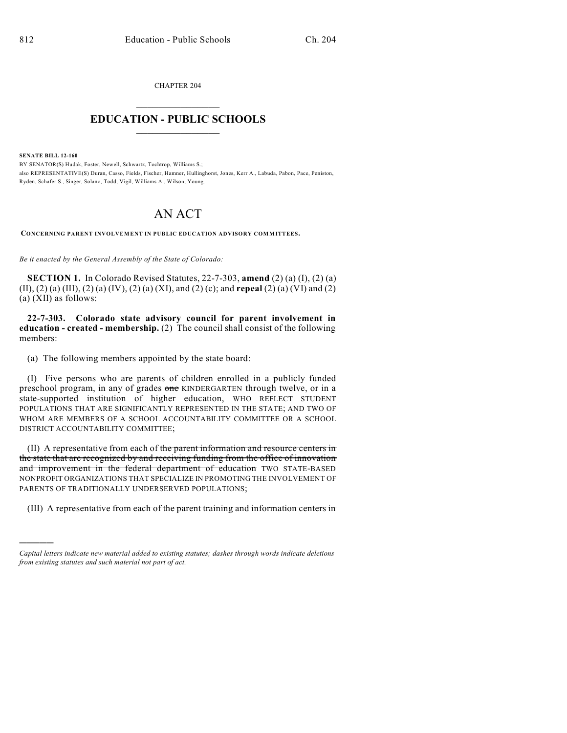CHAPTER 204

# EDUCATION - PUBLIC SCHOOLS

**SENATE BILL 12-160**

BY SENATOR(S) Hudak, Foster, Newell, Schwartz, Tochtrop, Williams S.;
also REPRESENTATIVE(S) Duran, Casso, Fields, Fischer, Hamner, Hullinghorst, Jones, Kerr A., Labuda, Pabon, Pace, Peniston, Ryden, Schafer S., Singer, Solano, Todd, Vigil, Williams A., Wilson, Young.

# AN ACT

**CONCERNING PARENT INVOLVEMENT IN PUBLIC EDUCATION ADVISORY COMMITTEES.**

*Be it enacted by the General Assembly of the State of Colorado:*

**SECTION 1.** In Colorado Revised Statutes, 22-7-303, **amend** (2) (a) (I), (2) (a) (II), (2) (a) (III), (2) (a) (IV), (2) (a) (XI), and (2) (c); and **repeal** (2) (a) (VI) and (2) (a) (XII) as follows:

**22-7-303. Colorado state advisory council for parent involvement in education - created - membership.** (2) The council shall consist of the following members:

(a) The following members appointed by the state board:

(I) Five persons who are parents of children enrolled in a publicly funded preschool program, in any of grades ~~one~~ KINDERGARTEN through twelve, or in a state-supported institution of higher education, WHO REFLECT STUDENT POPULATIONS THAT ARE SIGNIFICANTLY REPRESENTED IN THE STATE; AND TWO OF WHOM ARE MEMBERS OF A SCHOOL ACCOUNTABILITY COMMITTEE OR A SCHOOL DISTRICT ACCOUNTABILITY COMMITTEE;

(II) A representative from each of ~~the parent information and resource centers in the state that are recognized by and receiving funding from the office of innovation and improvement in the federal department of education~~ TWO STATE-BASED NONPROFIT ORGANIZATIONS THAT SPECIALIZE IN PROMOTING THE INVOLVEMENT OF PARENTS OF TRADITIONALLY UNDERSERVED POPULATIONS;

(III) A representative from ~~each of the parent training and information centers in~~

*Capital letters indicate new material added to existing statutes; dashes through words indicate deletions from existing statutes and such material not part of act.*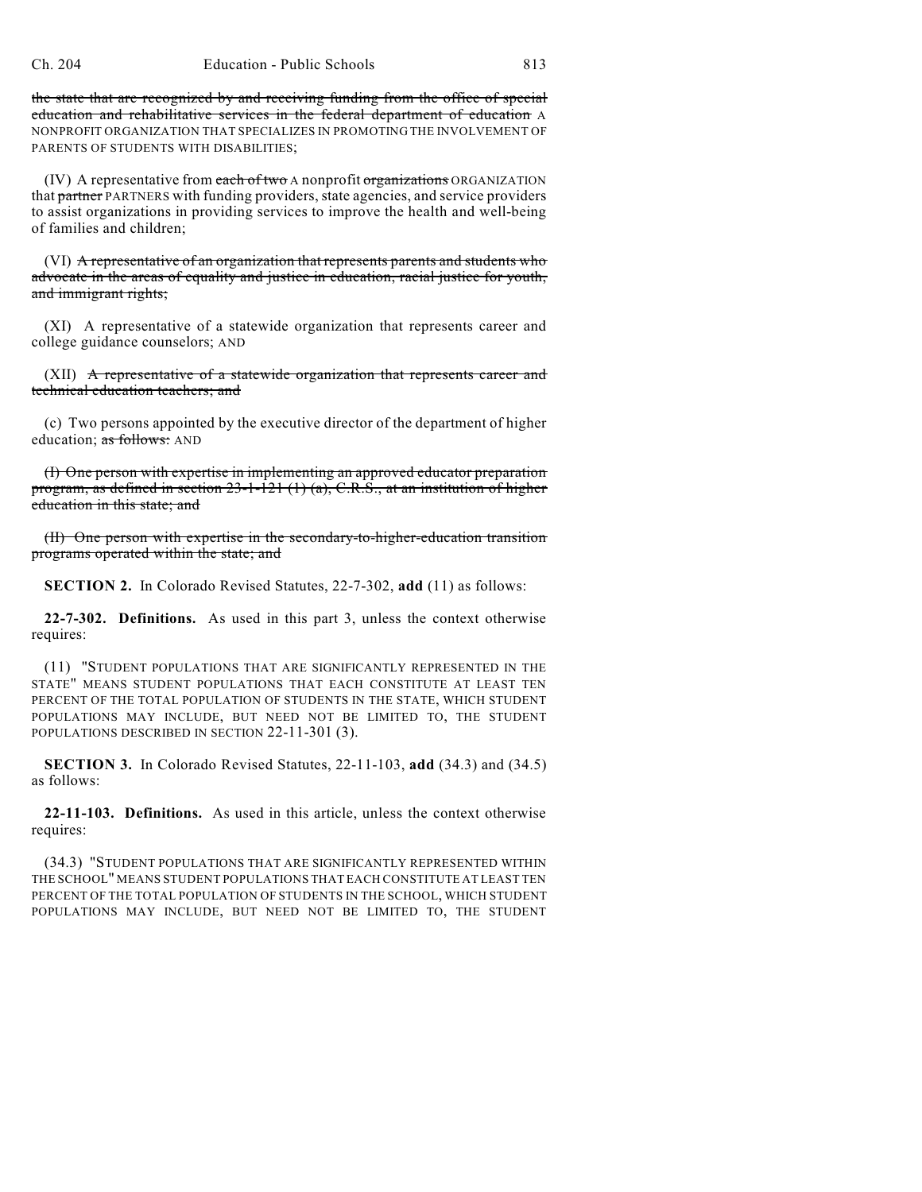~~the state that are recognized by and receiving funding from the office of special education and rehabilitative services in the federal department of education~~ A NONPROFIT ORGANIZATION THAT SPECIALIZES IN PROMOTING THE INVOLVEMENT OF PARENTS OF STUDENTS WITH DISABILITIES;

(IV) A representative from ~~each of two~~ A nonprofit ~~organizations~~ ORGANIZATION that ~~partner~~ PARTNERS with funding providers, state agencies, and service providers to assist organizations in providing services to improve the health and well-being of families and children;

(VI) ~~A representative of an organization that represents parents and students who advocate in the areas of equality and justice in education, racial justice for youth, and immigrant rights;~~

(XI) A representative of a statewide organization that represents career and college guidance counselors; AND

(XII) ~~A representative of a statewide organization that represents career and technical education teachers; and~~

(c) Two persons appointed by the executive director of the department of higher education; ~~as follows:~~ AND

~~(I) One person with expertise in implementing an approved educator preparation program, as defined in section 23-1-121 (1) (a), C.R.S., at an institution of higher education in this state; and~~

~~(II) One person with expertise in the secondary-to-higher-education transition programs operated within the state; and~~

**SECTION 2.** In Colorado Revised Statutes, 22-7-302, **add** (11) as follows:

**22-7-302. Definitions.** As used in this part 3, unless the context otherwise requires:

(11) "STUDENT POPULATIONS THAT ARE SIGNIFICANTLY REPRESENTED IN THE STATE" MEANS STUDENT POPULATIONS THAT EACH CONSTITUTE AT LEAST TEN PERCENT OF THE TOTAL POPULATION OF STUDENTS IN THE STATE, WHICH STUDENT POPULATIONS MAY INCLUDE, BUT NEED NOT BE LIMITED TO, THE STUDENT POPULATIONS DESCRIBED IN SECTION 22-11-301 (3).

**SECTION 3.** In Colorado Revised Statutes, 22-11-103, **add** (34.3) and (34.5) as follows:

**22-11-103. Definitions.** As used in this article, unless the context otherwise requires:

(34.3) "STUDENT POPULATIONS THAT ARE SIGNIFICANTLY REPRESENTED WITHIN THE SCHOOL" MEANS STUDENT POPULATIONS THAT EACH CONSTITUTE AT LEAST TEN PERCENT OF THE TOTAL POPULATION OF STUDENTS IN THE SCHOOL, WHICH STUDENT POPULATIONS MAY INCLUDE, BUT NEED NOT BE LIMITED TO, THE STUDENT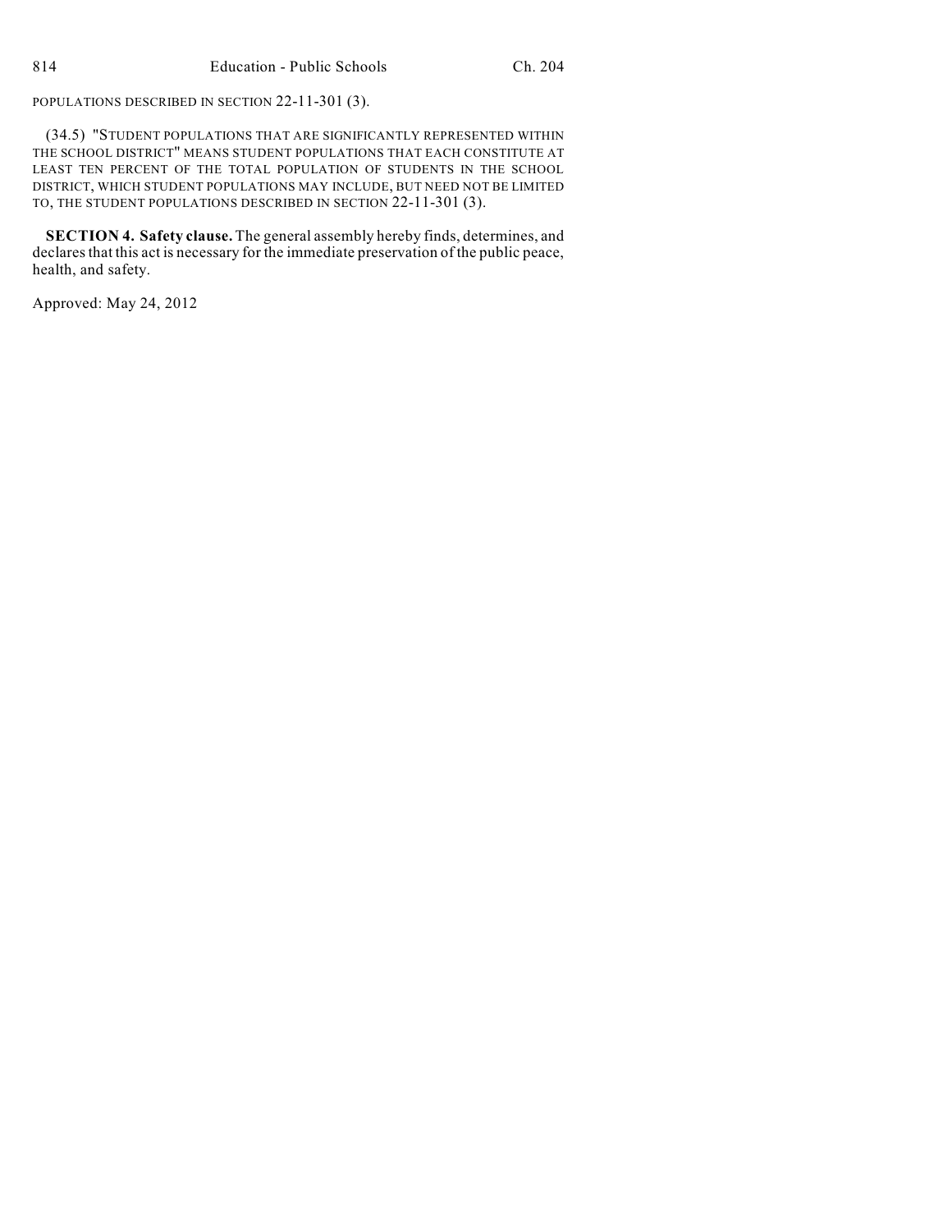POPULATIONS DESCRIBED IN SECTION 22-11-301 (3).

(34.5) "STUDENT POPULATIONS THAT ARE SIGNIFICANTLY REPRESENTED WITHIN THE SCHOOL DISTRICT" MEANS STUDENT POPULATIONS THAT EACH CONSTITUTE AT LEAST TEN PERCENT OF THE TOTAL POPULATION OF STUDENTS IN THE SCHOOL DISTRICT, WHICH STUDENT POPULATIONS MAY INCLUDE, BUT NEED NOT BE LIMITED TO, THE STUDENT POPULATIONS DESCRIBED IN SECTION 22-11-301 (3).

**SECTION 4. Safety clause.** The general assembly hereby finds, determines, and declares that this act is necessary for the immediate preservation of the public peace, health, and safety.

Approved: May 24, 2012